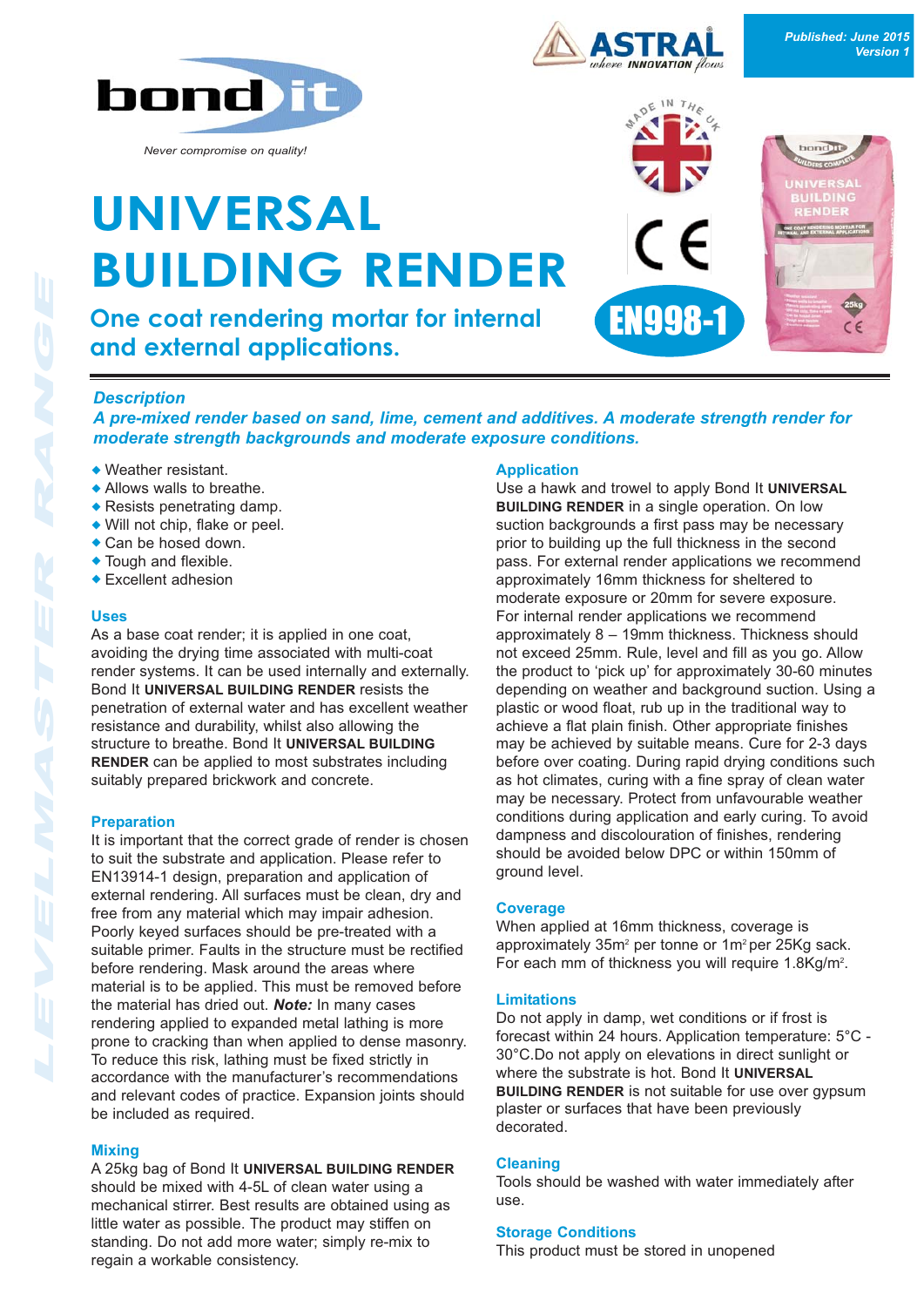Published: June 2015
Version 1

Never compromise on quality!

# UNIVERSAL BUILDING RENDER

## One coat rendering mortar for internal and external applications.

EN998-1

LEVELMASTER RANGE

### Description

***A pre-mixed render based on sand, lime, cement and additives. A moderate strength render for moderate strength backgrounds and moderate exposure conditions.***

- Weather resistant.
- Allows walls to breathe.
- Resists penetrating damp.
- Will not chip, flake or peel.
- Can be hosed down.
- Tough and flexible.
- Excellent adhesion

### Uses

As a base coat render; it is applied in one coat, avoiding the drying time associated with multi-coat render systems. It can be used internally and externally. Bond It **UNIVERSAL BUILDING RENDER** resists the penetration of external water and has excellent weather resistance and durability, whilst also allowing the structure to breathe. Bond It **UNIVERSAL BUILDING RENDER** can be applied to most substrates including suitably prepared brickwork and concrete.

### Preparation

It is important that the correct grade of render is chosen to suit the substrate and application. Please refer to EN13914-1 design, preparation and application of external rendering. All surfaces must be clean, dry and free from any material which may impair adhesion. Poorly keyed surfaces should be pre-treated with a suitable primer. Faults in the structure must be rectified before rendering. Mask around the areas where material is to be applied. This must be removed before the material has dried out. ***Note:*** In many cases rendering applied to expanded metal lathing is more prone to cracking than when applied to dense masonry. To reduce this risk, lathing must be fixed strictly in accordance with the manufacturer's recommendations and relevant codes of practice. Expansion joints should be included as required.

### Mixing

A 25kg bag of Bond It **UNIVERSAL BUILDING RENDER** should be mixed with 4-5L of clean water using a mechanical stirrer. Best results are obtained using as little water as possible. The product may stiffen on standing. Do not add more water; simply re-mix to regain a workable consistency.

### Application

Use a hawk and trowel to apply Bond It **UNIVERSAL BUILDING RENDER** in a single operation. On low suction backgrounds a first pass may be necessary prior to building up the full thickness in the second pass. For external render applications we recommend approximately 16mm thickness for sheltered to moderate exposure or 20mm for severe exposure. For internal render applications we recommend approximately 8 – 19mm thickness. Thickness should not exceed 25mm. Rule, level and fill as you go. Allow the product to 'pick up' for approximately 30-60 minutes depending on weather and background suction. Using a plastic or wood float, rub up in the traditional way to achieve a flat plain finish. Other appropriate finishes may be achieved by suitable means. Cure for 2-3 days before coating. During rapid drying conditions such as hot climates, curing with a fine spray of clean water may be necessary. Protect from unfavourable weather conditions during application and early curing. To avoid dampness and discolouration of finishes, rendering should be avoided below DPC or within 150mm of ground level.

### Coverage

When applied at 16mm thickness, coverage is approximately 35m$^2$ per tonne or 1m$^2$ per 25Kg sack. For each mm of thickness you will require 1.8Kg/m$^2$.

### Limitations

Do not apply in damp, wet conditions or if frost is forecast within 24 hours. Application temperature: 5°C - 30°C. Do not apply on elevations in direct sunlight or where the substrate is hot. Bond It **UNIVERSAL BUILDING RENDER** is not suitable for use over gypsum plaster or surfaces that have been previously decorated.

### Cleaning

Tools should be washed with water immediately after use.

### Storage Conditions

This product must be stored in unopened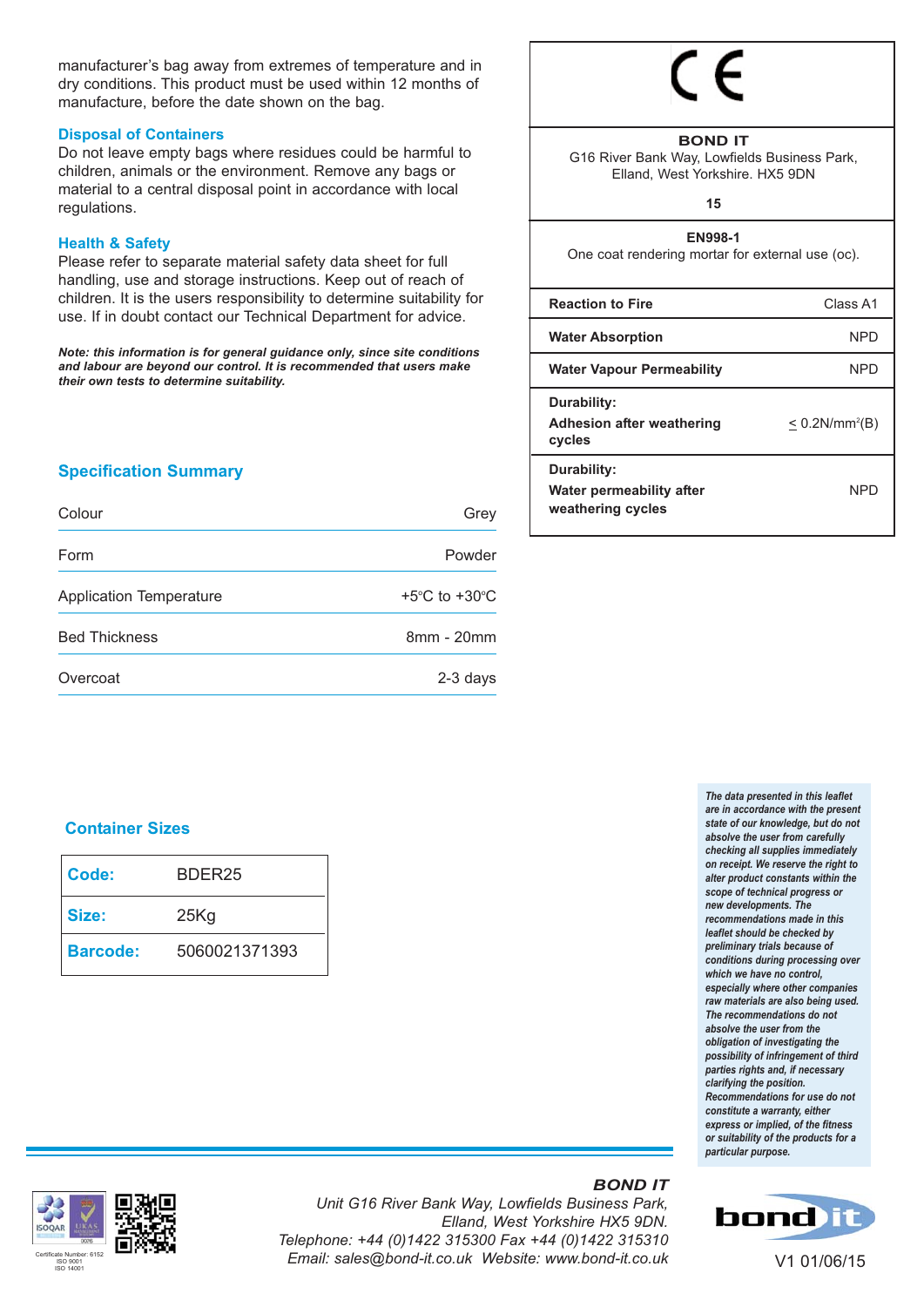manufacturer's bag away from extremes of temperature and in dry conditions. This product must be used within 12 months of manufacture, before the date shown on the bag.

### Disposal of Containers

Do not leave empty bags where residues could be harmful to children, animals or the environment. Remove any bags or material to a central disposal point in accordance with local regulations.

### Health & Safety

Please refer to separate material safety data sheet for full handling, use and storage instructions. Keep out of reach of children. It is the users responsibility to determine suitability for use. If in doubt contact our Technical Department for advice.

***Note: this information is for general guidance only, since site conditions and labour are beyond our control. It is recommended that users make their own tests to determine suitability.***

CE

**BOND IT**
G16 River Bank Way, Lowfields Business Park,
Elland, West Yorkshire. HX5 9DN

**15**

**EN998-1**
One coat rendering mortar for external use (oc).

| | |
|---|---|
| **Reaction to Fire** | Class A1 |
| **Water Absorption** | NPD |
| **Water Vapour Permeability** | NPD |
| **Durability: Adhesion after weathering cycles** | $\leq$ 0.2N/mm²(B) |
| **Durability: Water permeability after weathering cycles** | NPD |

## Specification Summary

| | |
|---|---|
| Colour | Grey |
| Form | Powder |
| Application Temperature | +5°C to +30°C |
| Bed Thickness | 8mm - 20mm |
| Overcoat | 2-3 days |

## Container Sizes

| | |
|---|---|
| **Code:** | BDER25 |
| **Size:** | 25Kg |
| **Barcode:** | 5060021371393 |

***The data presented in this leaflet are in accordance with the present state of our knowledge, but do not absolve the user from carefully checking all supplies immediately on receipt. We reserve the right to alter product constants within the scope of technical progress or new developments. The recommendations made in this leaflet should be checked by preliminary trials because of conditions during processing over which we have no control, especially where other companies raw materials are also being used. The recommendations do not absolve the user from the obligation of investigating the possibility of infringement of third parties rights and, if necessary clarifying the position. Recommendations for use do not constitute a warranty, either express or implied, of the fitness or suitability of the products for a particular purpose.***

Certificate Number: 6152
ISO 9001
ISO 14001

***BOND IT***
*Unit G16 River Bank Way, Lowfields Business Park,*
*Elland, West Yorkshire HX5 9DN.*
*Telephone: +44 (0)1422 315300 Fax +44 (0)1422 315310*
*Email: sales@bond-it.co.uk Website: www.bond-it.co.uk*

bond it

V1 01/06/15